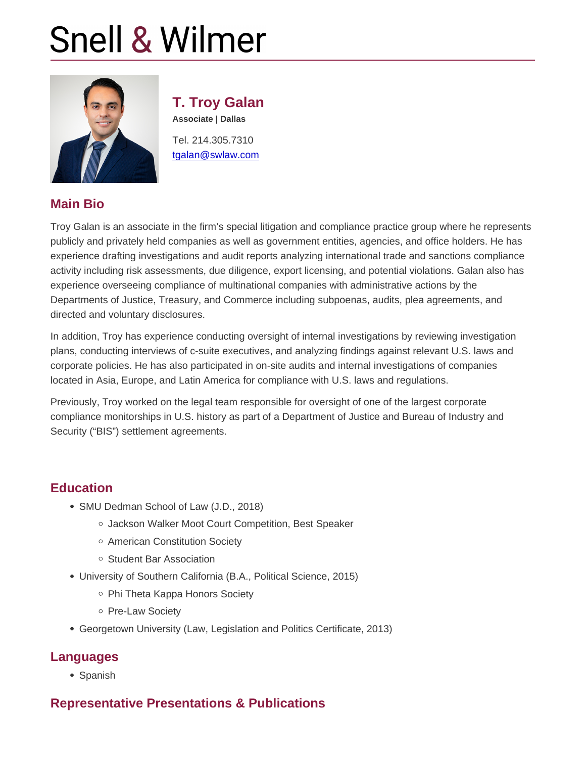# Snell & Wilmer

## T. Troy Galan

**Associate | Dallas**

Tel. 214.305.7310
tgalan@swlaw.com

## Main Bio

Troy Galan is an associate in the firm's special litigation and compliance practice group where he represents publicly and privately held companies as well as government entities, agencies, and office holders. He has experience drafting investigations and audit reports analyzing international trade and sanctions compliance activity including risk assessments, due diligence, export licensing, and potential violations. Galan also has experience overseeing compliance of multinational companies with administrative actions by the Departments of Justice, Treasury, and Commerce including subpoenas, audits, plea agreements, and directed and voluntary disclosures.

In addition, Troy has experience conducting oversight of internal investigations by reviewing investigation plans, conducting interviews of c-suite executives, and analyzing findings against relevant U.S. laws and corporate policies. He has also participated in on-site audits and internal investigations of companies located in Asia, Europe, and Latin America for compliance with U.S. laws and regulations.

Previously, Troy worked on the legal team responsible for oversight of one of the largest corporate compliance monitorships in U.S. history as part of a Department of Justice and Bureau of Industry and Security ("BIS") settlement agreements.

## Education

- SMU Dedman School of Law (J.D., 2018)
  - Jackson Walker Moot Court Competition, Best Speaker
  - American Constitution Society
  - Student Bar Association
- University of Southern California (B.A., Political Science, 2015)
  - Phi Theta Kappa Honors Society
  - Pre-Law Society
- Georgetown University (Law, Legislation and Politics Certificate, 2013)

## Languages

- Spanish

## Representative Presentations & Publications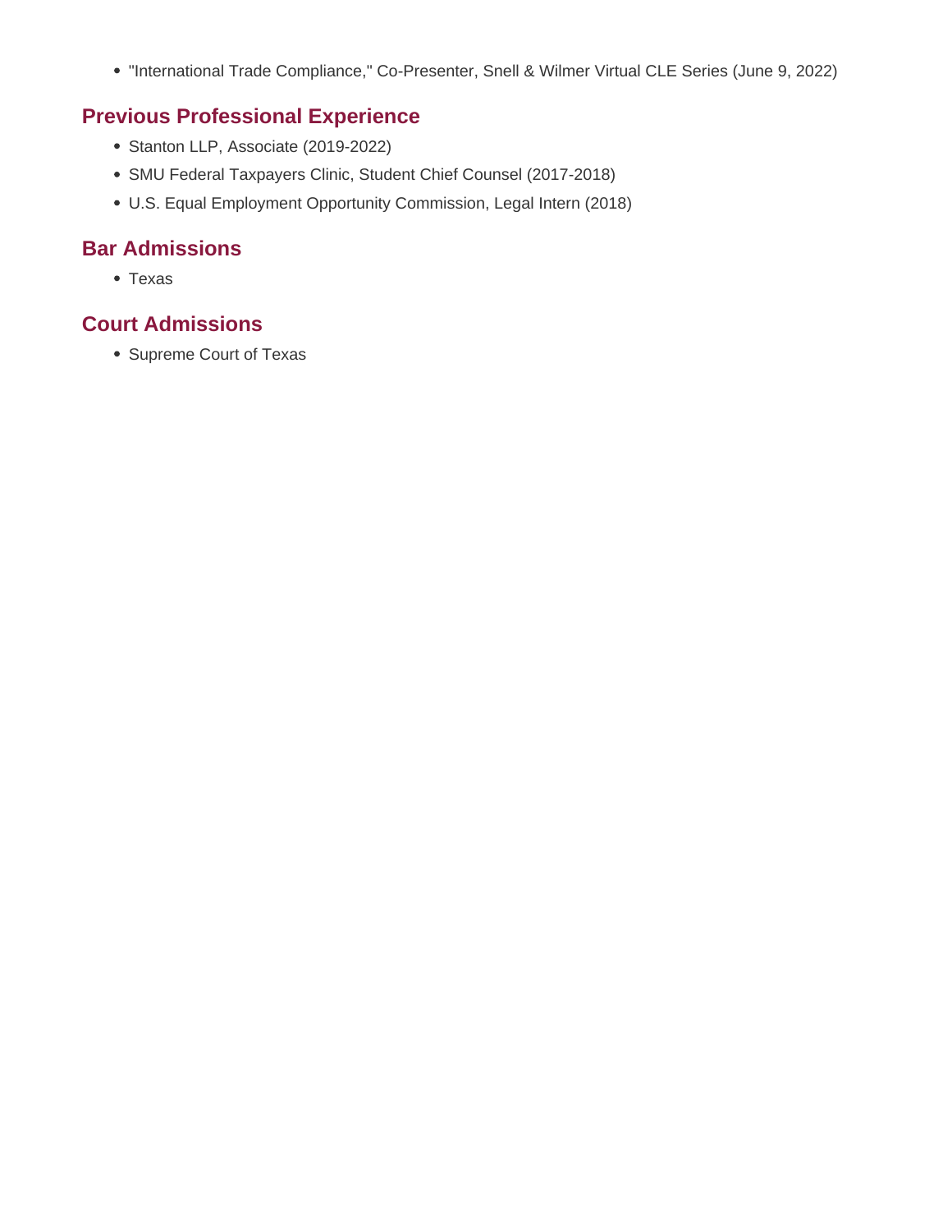- "International Trade Compliance," Co-Presenter, Snell & Wilmer Virtual CLE Series (June 9, 2022)

## Previous Professional Experience

- Stanton LLP, Associate (2019-2022)
- SMU Federal Taxpayers Clinic, Student Chief Counsel (2017-2018)
- U.S. Equal Employment Opportunity Commission, Legal Intern (2018)

## Bar Admissions

- Texas

## Court Admissions

- Supreme Court of Texas